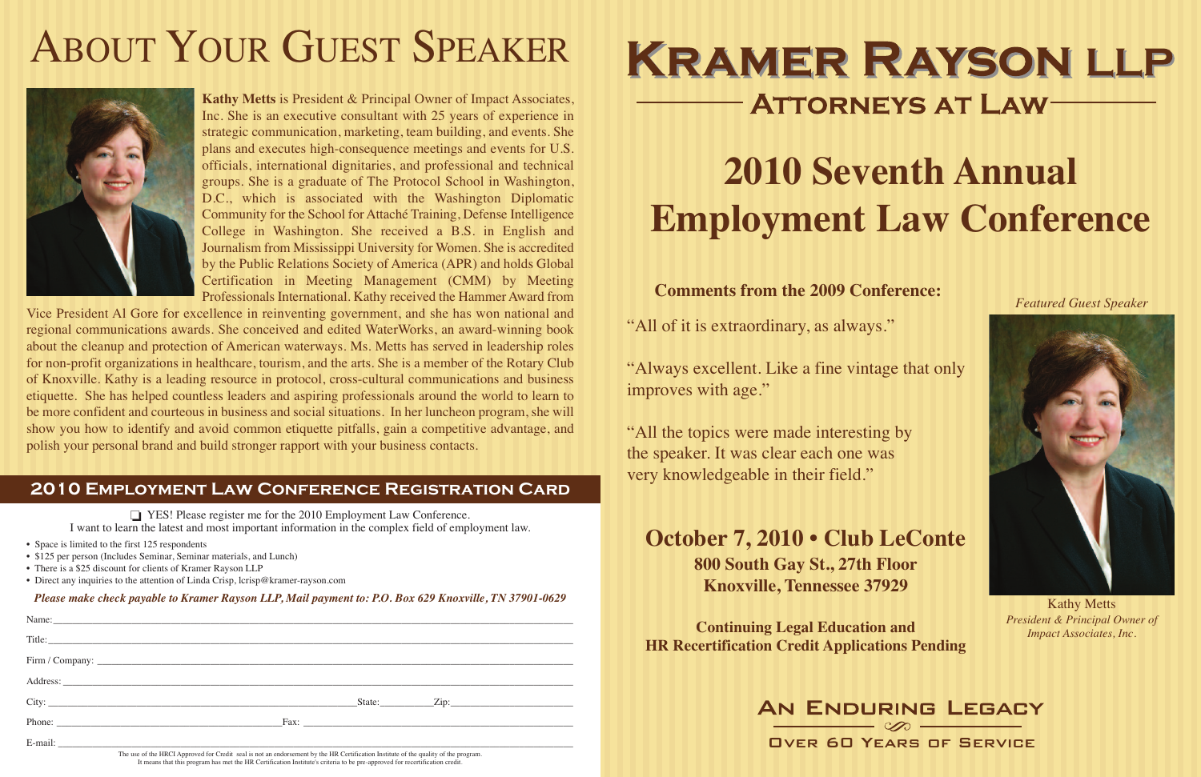# About Your Guest Speaker

**Kathy Metts** is President & Principal Owner of Impact Associates, Inc. She is an executive consultant with 25 years of experience in strategic communication, marketing, team building, and events. She plans and executes high-consequence meetings and events for U.S. officials, international dignitaries, and professional and technical groups. She is a graduate of The Protocol School in Washington, D.C., which is associated with the Washington Diplomatic Community for the School for Attaché Training, Defense Intelligence College in Washington. She received a B.S. in English and Journalism from Mississippi University for Women. She is accredited by the Public Relations Society of America (APR) and holds Global Certification in Meeting Management (CMM) by Meeting Professionals International. Kathy received the Hammer Award from Vice President Al Gore for excellence in reinventing government, and she has won national and regional communications awards. She conceived and edited WaterWorks, an award-winning book about the cleanup and protection of American waterways. Ms. Metts has served in leadership roles for non-profit organizations in healthcare, tourism, and the arts. She is a member of the Rotary Club of Knoxville. Kathy is a leading resource in protocol, cross-cultural communications and business etiquette. She has helped countless leaders and aspiring professionals around the world to learn to be more confident and courteous in business and social situations. In her luncheon program, she will show you how to identify and avoid common etiquette pitfalls, gain a competitive advantage, and polish your personal brand and build stronger rapport with your business contacts.

## 2010 Employment Law Conference Registration Card

❑ YES! Please register me for the 2010 Employment Law Conference.
I want to learn the latest and most important information in the complex field of employment law.

- Space is limited to the first 125 respondents
- $125 per person (Includes Seminar, Seminar materials, and Lunch)
- There is a $25 discount for clients of Kramer Rayson LLP
- Direct any inquiries to the attention of Linda Crisp, lcrisp@kramer-rayson.com

***Please make check payable to Kramer Rayson LLP, Mail payment to: P.O. Box 629 Knoxville, TN 37901-0629***

Name: ______________________________

Title: ______________________________

Firm / Company: ______________________________

Address: ______________________________

City: ______________________________ State: __________ Zip: ______________

Phone: ______________________________ Fax: ______________________________

E-mail: ______________________________

The use of the HRCI Approved for Credit seal is not an endorsement by the HR Certification Institute of the quality of the program. It means that this program has met the HR Certification Institute's criteria to be pre-approved for recertification credit.

# Kramer Rayson LLP

## Attorneys at Law

# 2010 Seventh Annual Employment Law Conference

**Comments from the 2009 Conference:**

"All of it is extraordinary, as always."

"Always excellent. Like a fine vintage that only improves with age."

"All the topics were made interesting by the speaker. It was clear each one was very knowledgeable in their field."

*Featured Guest Speaker*

Kathy Metts
*President & Principal Owner of Impact Associates, Inc.*

## October 7, 2010 • Club LeConte

**800 South Gay St., 27th Floor**
**Knoxville, Tennessee 37929**

**Continuing Legal Education and HR Recertification Credit Applications Pending**

## An Enduring Legacy

Over 60 Years of Service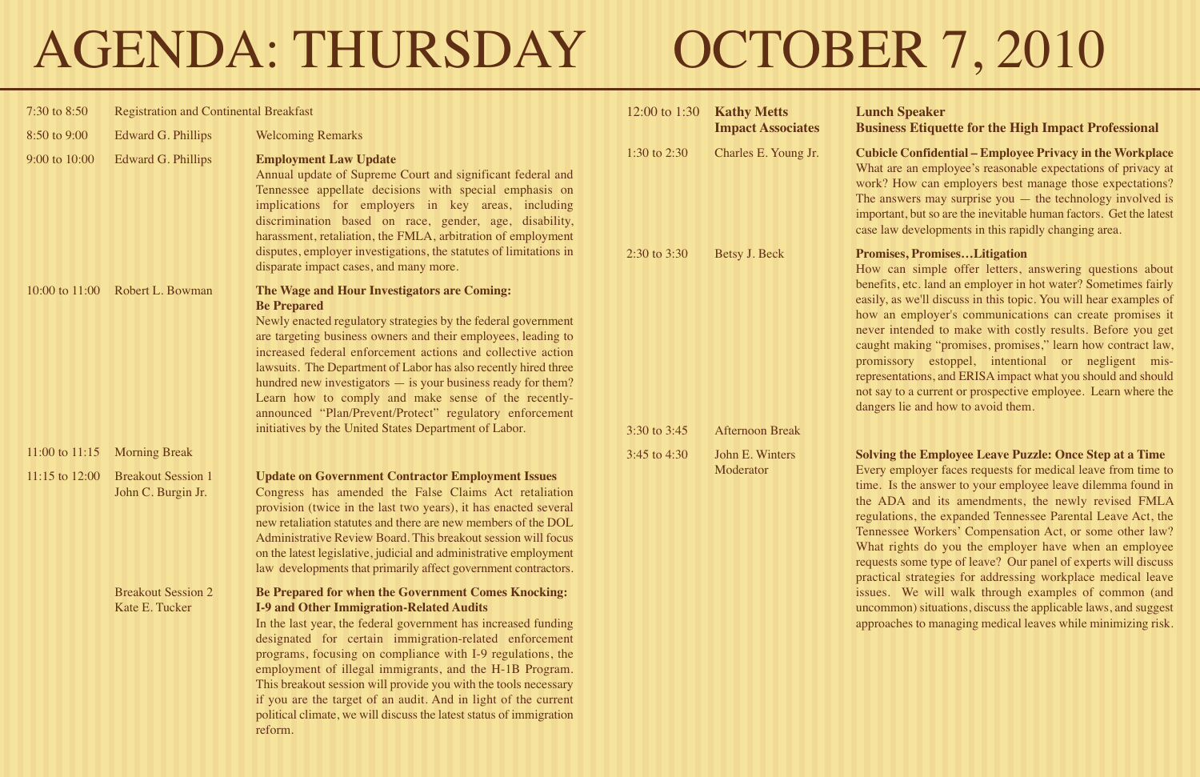# AGENDA: THURSDAY OCTOBER 7, 2010

| | | |
|---|---|---|
| 7:30 to 8:50 | Registration and Continental Breakfast | |
| 8:50 to 9:00 | Edward G. Phillips | Welcoming Remarks |
| 9:00 to 10:00 | Edward G. Phillips | **Employment Law Update** Annual update of Supreme Court and significant federal and Tennessee appellate decisions with special emphasis on implications for employers in key areas, including discrimination based on race, gender, age, disability, harassment, retaliation, the FMLA, arbitration of employment disputes, employer investigations, the statutes of limitations in disparate impact cases, and many more. |
| 10:00 to 11:00 | Robert L. Bowman | **The Wage and Hour Investigators are Coming: Be Prepared** Newly enacted regulatory strategies by the federal government are targeting business owners and their employees, leading to increased federal enforcement actions and collective action lawsuits. The Department of Labor has also recently hired three hundred new investigators — is your business ready for them? Learn how to comply and make sense of the recently-announced "Plan/Prevent/Protect" regulatory enforcement initiatives by the United States Department of Labor. |
| 11:00 to 11:15 | Morning Break | |
| 11:15 to 12:00 | Breakout Session 1 John C. Burgin Jr. | **Update on Government Contractor Employment Issues** Congress has amended the False Claims Act retaliation provision (twice in the last two years), it has enacted several new retaliation statutes and there are new members of the DOL Administrative Review Board. This breakout session will focus on the latest legislative, judicial and administrative employment law developments that primarily affect government contractors. |
| | Breakout Session 2 Kate E. Tucker | **Be Prepared for when the Government Comes Knocking: I-9 and Other Immigration-Related Audits** In the last year, the federal government has increased funding designated for certain immigration-related enforcement programs, focusing on compliance with I-9 regulations, the employment of illegal immigrants, and the H-1B Program. This breakout session will provide you with the tools necessary if you are the target of an audit. And in light of the current political climate, we will discuss the latest status of immigration reform. |
| 12:00 to 1:30 | **Kathy Metts Impact Associates** | **Lunch Speaker** **Business Etiquette for the High Impact Professional** |
| 1:30 to 2:30 | Charles E. Young Jr. | **Cubicle Confidential – Employee Privacy in the Workplace** What are an employee's reasonable expectations of privacy at work? How can employers best manage those expectations? The answers may surprise you — the technology involved is important, but so are the inevitable human factors. Get the latest case law developments in this rapidly changing area. |
| 2:30 to 3:30 | Betsy J. Beck | **Promises, Promises…Litigation** How can simple offer letters, answering questions about benefits, etc. land an employer in hot water? Sometimes fairly easily, as we'll discuss in this topic. You will hear examples of how an employer's communications can create promises it never intended to make with costly results. Before you get caught making "promises, promises," learn how contract law, promissory estoppel, intentional or negligent misrepresentations, and ERISA impact what you should and should not say to a current or prospective employee. Learn where the dangers lie and how to avoid them. |
| 3:30 to 3:45 | Afternoon Break | |
| 3:45 to 4:30 | John E. Winters Moderator | **Solving the Employee Leave Puzzle: Once Step at a Time** Every employer faces requests for medical leave from time to time. Is the answer to your employee leave dilemma found in the ADA and its amendments, the newly revised FMLA regulations, the expanded Tennessee Parental Leave Act, the Tennessee Workers' Compensation Act, or some other law? What rights do you the employer have when an employee requests some type of leave? Our panel of experts will discuss practical strategies for addressing workplace medical leave issues. We will walk through examples of common (and uncommon) situations, discuss the applicable laws, and suggest approaches to managing medical leaves while minimizing risk. |